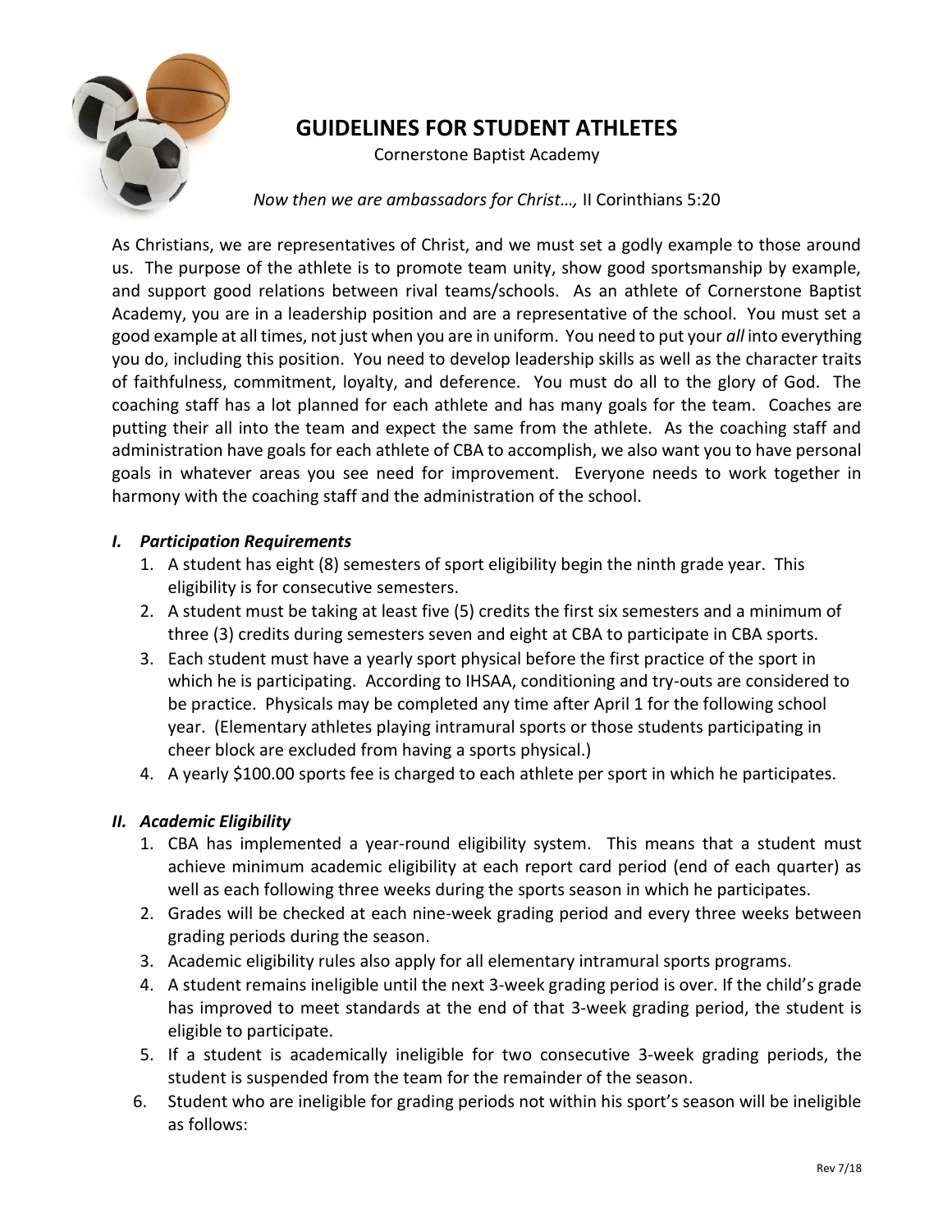# GUIDELINES FOR STUDENT ATHLETES

Cornerstone Baptist Academy

*Now then we are ambassadors for Christ…,* II Corinthians 5:20

As Christians, we are representatives of Christ, and we must set a godly example to those around us. The purpose of the athlete is to promote team unity, show good sportsmanship by example, and support good relations between rival teams/schools. As an athlete of Cornerstone Baptist Academy, you are in a leadership position and are a representative of the school. You must set a good example at all times, not just when you are in uniform. You need to put your *all* into everything you do, including this position. You need to develop leadership skills as well as the character traits of faithfulness, commitment, loyalty, and deference. You must do all to the glory of God. The coaching staff has a lot planned for each athlete and has many goals for the team. Coaches are putting their all into the team and expect the same from the athlete. As the coaching staff and administration have goals for each athlete of CBA to accomplish, we also want you to have personal goals in whatever areas you see need for improvement. Everyone needs to work together in harmony with the coaching staff and the administration of the school.

## *I. Participation Requirements*

1. A student has eight (8) semesters of sport eligibility begin the ninth grade year. This eligibility is for consecutive semesters.
2. A student must be taking at least five (5) credits the first six semesters and a minimum of three (3) credits during semesters seven and eight at CBA to participate in CBA sports.
3. Each student must have a yearly sport physical before the first practice of the sport in which he is participating. According to IHSAA, conditioning and try-outs are considered to be practice. Physicals may be completed any time after April 1 for the following school year. (Elementary athletes playing intramural sports or those students participating in cheer block are excluded from having a sports physical.)
4. A yearly $100.00 sports fee is charged to each athlete per sport in which he participates.

## *II. Academic Eligibility*

1. CBA has implemented a year-round eligibility system. This means that a student must achieve minimum academic eligibility at each report card period (end of each quarter) as well as each following three weeks during the sports season in which he participates.
2. Grades will be checked at each nine-week grading period and every three weeks between grading periods during the season.
3. Academic eligibility rules also apply for all elementary intramural sports programs.
4. A student remains ineligible until the next 3-week grading period is over. If the child's grade has improved to meet standards at the end of that 3-week grading period, the student is eligible to participate.
5. If a student is academically ineligible for two consecutive 3-week grading periods, the student is suspended from the team for the remainder of the season.
6. Student who are ineligible for grading periods not within his sport's season will be ineligible as follows: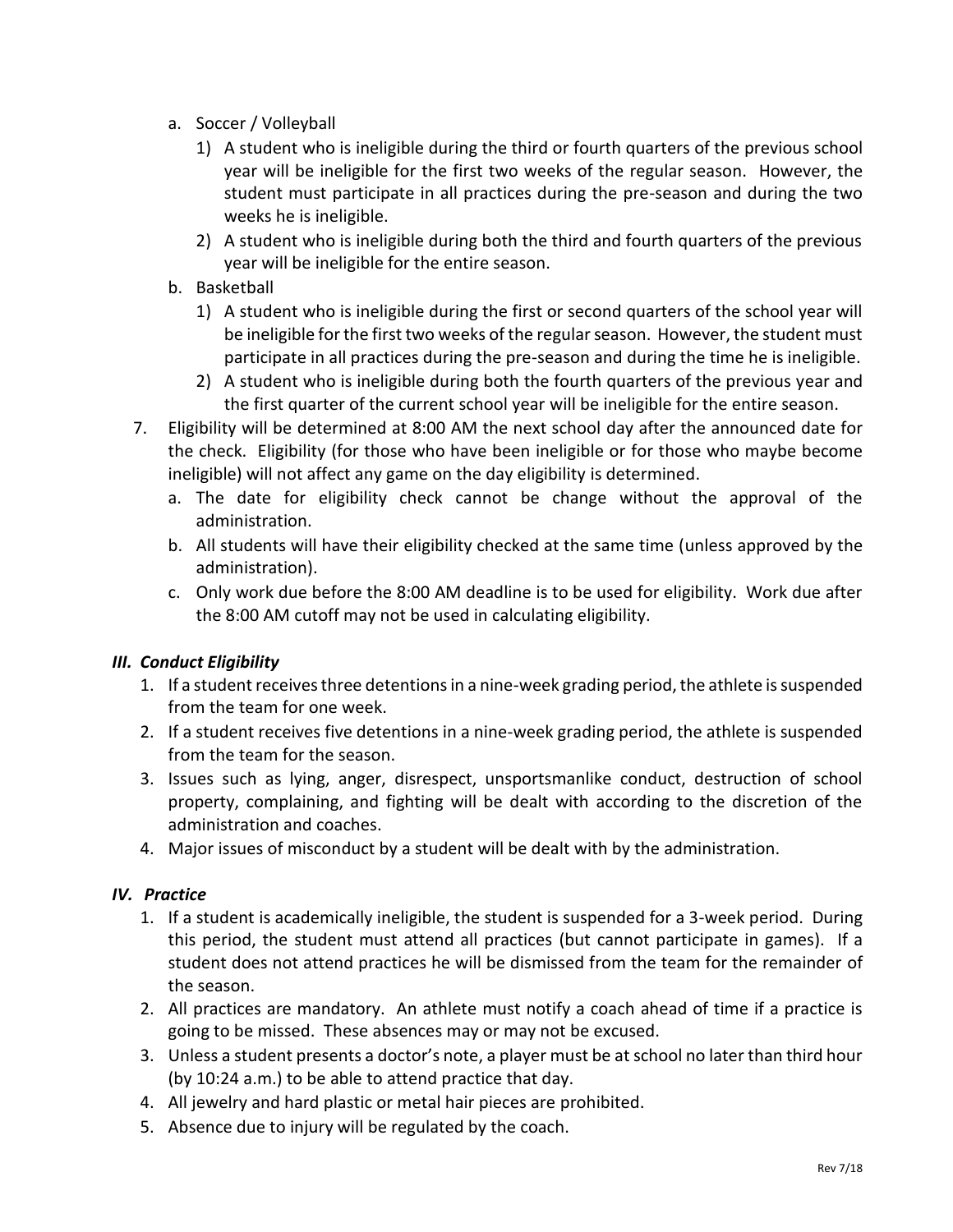a. Soccer / Volleyball
      1) A student who is ineligible during the third or fourth quarters of the previous school year will be ineligible for the first two weeks of the regular season. However, the student must participate in all practices during the pre-season and during the two weeks he is ineligible.
      2) A student who is ineligible during both the third and fourth quarters of the previous year will be ineligible for the entire season.
   b. Basketball
      1) A student who is ineligible during the first or second quarters of the school year will be ineligible for the first two weeks of the regular season. However, the student must participate in all practices during the pre-season and during the time he is ineligible.
      2) A student who is ineligible during both the fourth quarters of the previous year and the first quarter of the current school year will be ineligible for the entire season.
7. Eligibility will be determined at 8:00 AM the next school day after the announced date for the check. Eligibility (for those who have been ineligible or for those who maybe become ineligible) will not affect any game on the day eligibility is determined.
   a. The date for eligibility check cannot be change without the approval of the administration.
   b. All students will have their eligibility checked at the same time (unless approved by the administration).
   c. Only work due before the 8:00 AM deadline is to be used for eligibility. Work due after the 8:00 AM cutoff may not be used in calculating eligibility.

### *III. Conduct Eligibility*

1. If a student receives three detentions in a nine-week grading period, the athlete is suspended from the team for one week.
2. If a student receives five detentions in a nine-week grading period, the athlete is suspended from the team for the season.
3. Issues such as lying, anger, disrespect, unsportsmanlike conduct, destruction of school property, complaining, and fighting will be dealt with according to the discretion of the administration and coaches.
4. Major issues of misconduct by a student will be dealt with by the administration.

### *IV. Practice*

1. If a student is academically ineligible, the student is suspended for a 3-week period. During this period, the student must attend all practices (but cannot participate in games). If a student does not attend practices he will be dismissed from the team for the remainder of the season.
2. All practices are mandatory. An athlete must notify a coach ahead of time if a practice is going to be missed. These absences may or may not be excused.
3. Unless a student presents a doctor's note, a player must be at school no later than third hour (by 10:24 a.m.) to be able to attend practice that day.
4. All jewelry and hard plastic or metal hair pieces are prohibited.
5. Absence due to injury will be regulated by the coach.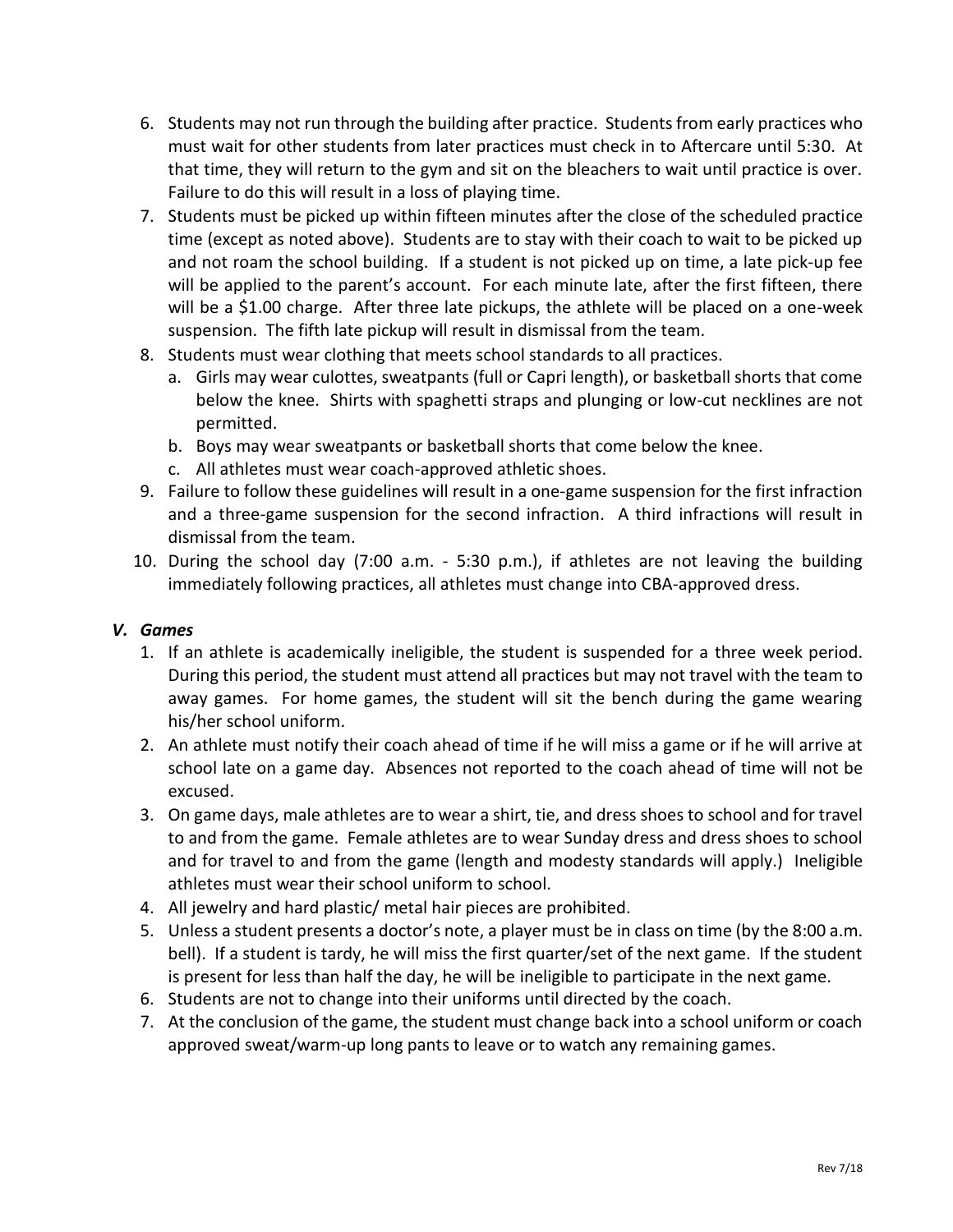6. Students may not run through the building after practice. Students from early practices who must wait for other students from later practices must check in to Aftercare until 5:30. At that time, they will return to the gym and sit on the bleachers to wait until practice is over. Failure to do this will result in a loss of playing time.
7. Students must be picked up within fifteen minutes after the close of the scheduled practice time (except as noted above). Students are to stay with their coach to wait to be picked up and not roam the school building. If a student is not picked up on time, a late pick-up fee will be applied to the parent's account. For each minute late, after the first fifteen, there will be a $1.00 charge. After three late pickups, the athlete will be placed on a one-week suspension. The fifth late pickup will result in dismissal from the team.
8. Students must wear clothing that meets school standards to all practices.
   a. Girls may wear culottes, sweatpants (full or Capri length), or basketball shorts that come below the knee. Shirts with spaghetti straps and plunging or low-cut necklines are not permitted.
   b. Boys may wear sweatpants or basketball shorts that come below the knee.
   c. All athletes must wear coach-approved athletic shoes.
9. Failure to follow these guidelines will result in a one-game suspension for the first infraction and a three-game suspension for the second infraction. A third infractions will result in dismissal from the team.
10. During the school day (7:00 a.m. - 5:30 p.m.), if athletes are not leaving the building immediately following practices, all athletes must change into CBA-approved dress.

## *V. Games*

1. If an athlete is academically ineligible, the student is suspended for a three week period. During this period, the student must attend all practices but may not travel with the team to away games. For home games, the student will sit the bench during the game wearing his/her school uniform.
2. An athlete must notify their coach ahead of time if he will miss a game or if he will arrive at school late on a game day. Absences not reported to the coach ahead of time will not be excused.
3. On game days, male athletes are to wear a shirt, tie, and dress shoes to school and for travel to and from the game. Female athletes are to wear Sunday dress and dress shoes to school and for travel to and from the game (length and modesty standards will apply.) Ineligible athletes must wear their school uniform to school.
4. All jewelry and hard plastic/ metal hair pieces are prohibited.
5. Unless a student presents a doctor's note, a player must be in class on time (by the 8:00 a.m. bell). If a student is tardy, he will miss the first quarter/set of the next game. If the student is present for less than half the day, he will be ineligible to participate in the next game.
6. Students are not to change into their uniforms until directed by the coach.
7. At the conclusion of the game, the student must change back into a school uniform or coach approved sweat/warm-up long pants to leave or to watch any remaining games.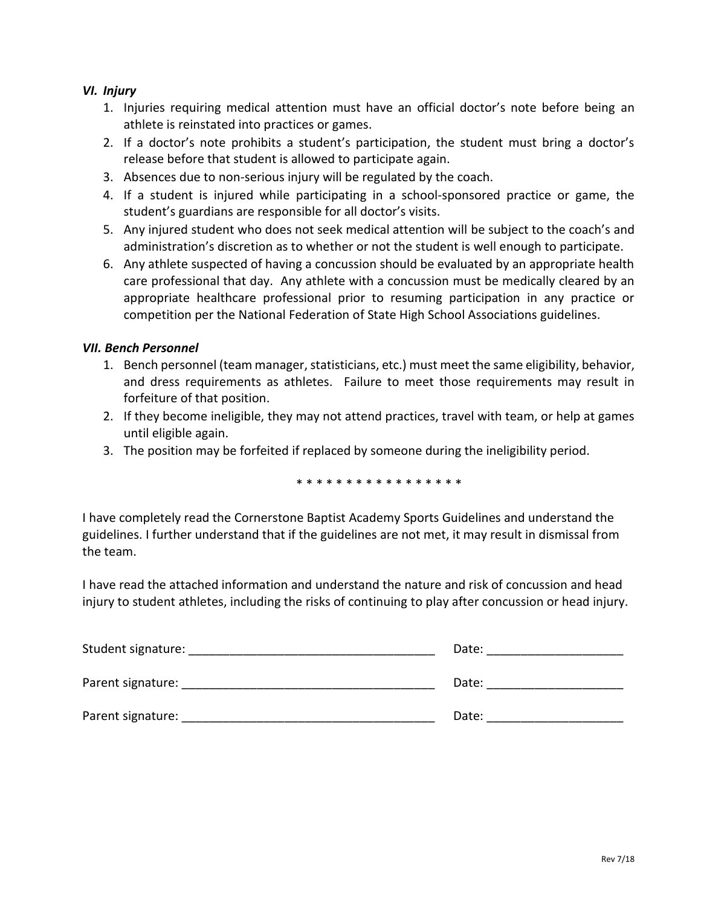### *VI. Injury*

1. Injuries requiring medical attention must have an official doctor's note before being an athlete is reinstated into practices or games.
2. If a doctor's note prohibits a student's participation, the student must bring a doctor's release before that student is allowed to participate again.
3. Absences due to non-serious injury will be regulated by the coach.
4. If a student is injured while participating in a school-sponsored practice or game, the student's guardians are responsible for all doctor's visits.
5. Any injured student who does not seek medical attention will be subject to the coach's and administration's discretion as to whether or not the student is well enough to participate.
6. Any athlete suspected of having a concussion should be evaluated by an appropriate health care professional that day. Any athlete with a concussion must be medically cleared by an appropriate healthcare professional prior to resuming participation in any practice or competition per the National Federation of State High School Associations guidelines.

### *VII. Bench Personnel*

1. Bench personnel (team manager, statisticians, etc.) must meet the same eligibility, behavior, and dress requirements as athletes. Failure to meet those requirements may result in forfeiture of that position.
2. If they become ineligible, they may not attend practices, travel with team, or help at games until eligible again.
3. The position may be forfeited if replaced by someone during the ineligibility period.

\* \* \* \* \* \* \* \* \* \* \* \* \* \* \* \* \*

I have completely read the Cornerstone Baptist Academy Sports Guidelines and understand the guidelines. I further understand that if the guidelines are not met, it may result in dismissal from the team.

I have read the attached information and understand the nature and risk of concussion and head injury to student athletes, including the risks of continuing to play after concussion or head injury.

Student signature: ____________________________________ Date: ____________________

Parent signature: _____________________________________ Date: ____________________

Parent signature: _____________________________________ Date: ____________________

Rev 7/18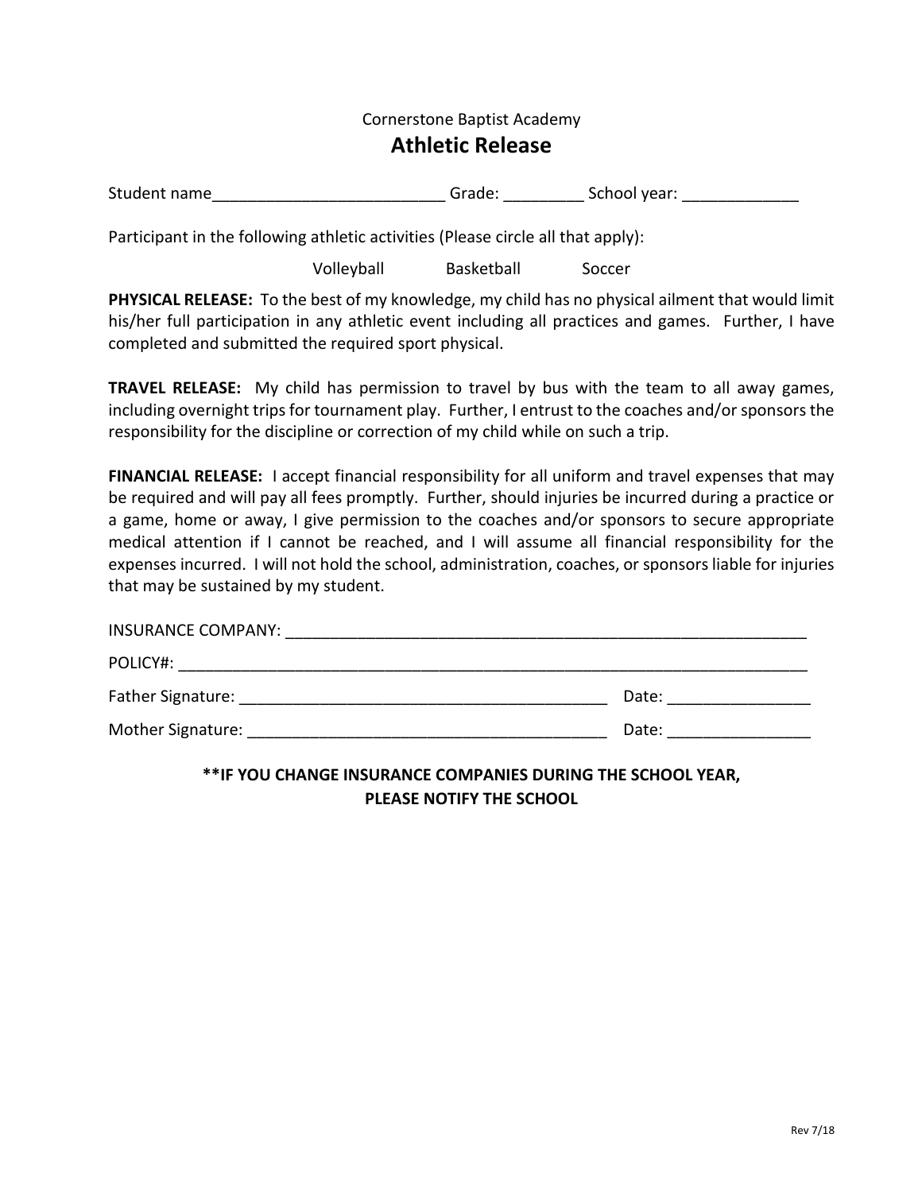Cornerstone Baptist Academy

# Athletic Release

Student name__________________________ Grade: _________ School year: _____________

Participant in the following athletic activities (Please circle all that apply):

Volleyball Basketball Soccer

**PHYSICAL RELEASE:** To the best of my knowledge, my child has no physical ailment that would limit his/her full participation in any athletic event including all practices and games. Further, I have completed and submitted the required sport physical.

**TRAVEL RELEASE:** My child has permission to travel by bus with the team to all away games, including overnight trips for tournament play. Further, I entrust to the coaches and/or sponsors the responsibility for the discipline or correction of my child while on such a trip.

**FINANCIAL RELEASE:** I accept financial responsibility for all uniform and travel expenses that may be required and will pay all fees promptly. Further, should injuries be incurred during a practice or a game, home or away, I give permission to the coaches and/or sponsors to secure appropriate medical attention if I cannot be reached, and I will assume all financial responsibility for the expenses incurred. I will not hold the school, administration, coaches, or sponsors liable for injuries that may be sustained by my student.

INSURANCE COMPANY: _____________________________________________________________

POLICY#: __________________________________________________________________________

Father Signature: __________________________________________ Date: ________________

Mother Signature: _________________________________________ Date: ________________

**\*\*IF YOU CHANGE INSURANCE COMPANIES DURING THE SCHOOL YEAR, PLEASE NOTIFY THE SCHOOL**

Rev 7/18